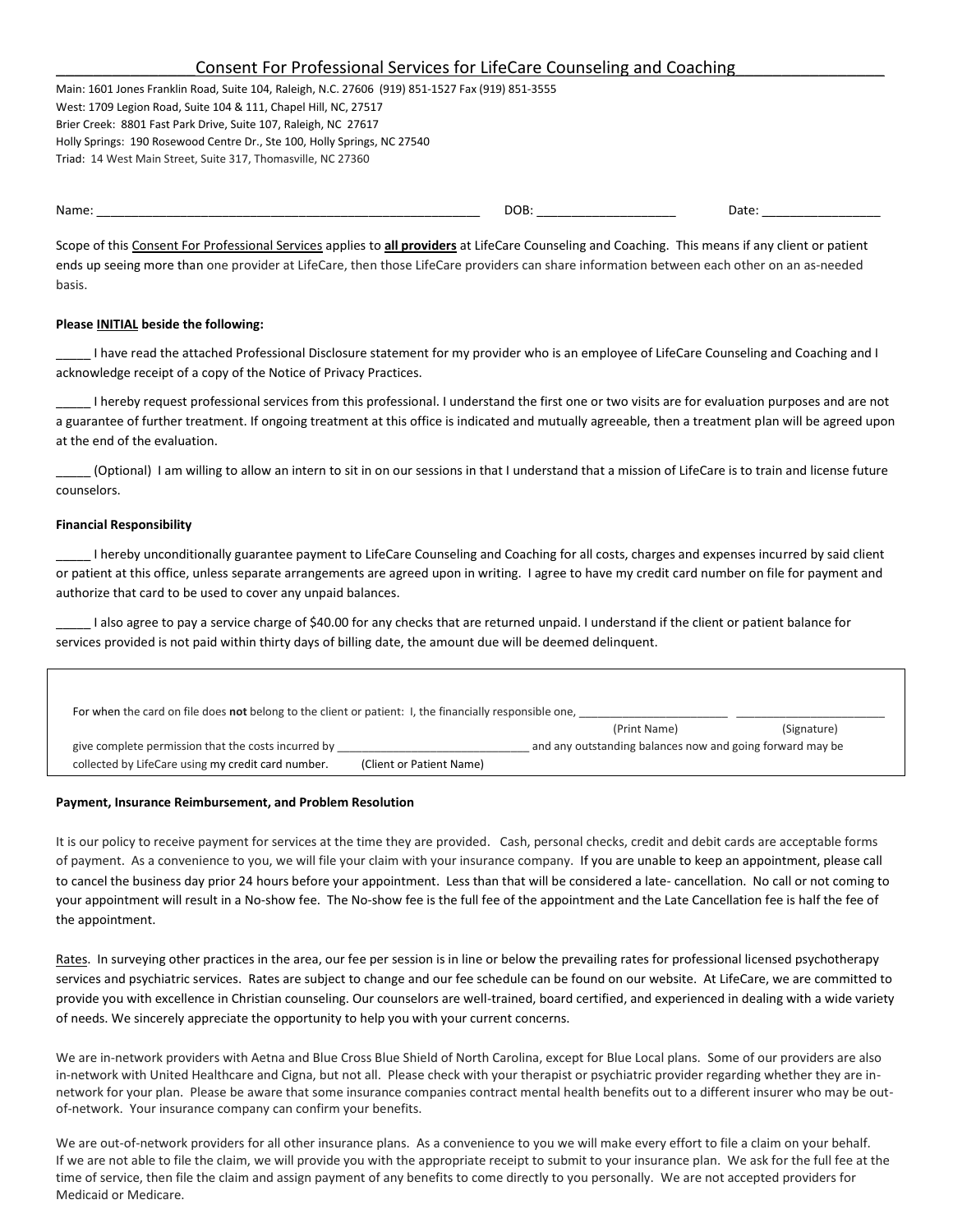# Consent For Professional Services for LifeCare Counseling and Coaching

Main: 1601 Jones Franklin Road, Suite 104, Raleigh, N.C. 27606 (919) 851-1527 Fax (919) 851-3555
West: 1709 Legion Road, Suite 104 & 111, Chapel Hill, NC, 27517
Brier Creek: 8801 Fast Park Drive, Suite 107, Raleigh, NC 27617
Holly Springs: 190 Rosewood Centre Dr., Ste 100, Holly Springs, NC 27540
Triad: 14 West Main Street, Suite 317, Thomasville, NC 27360

Name: ________________________________________________________ DOB: ____________________ Date: _________________

Scope of this Consent For Professional Services applies to **all providers** at LifeCare Counseling and Coaching. This means if any client or patient ends up seeing more than one provider at LifeCare, then those LifeCare providers can share information between each other on an as-needed basis.

**Please INITIAL beside the following:**

_____ I have read the attached Professional Disclosure statement for my provider who is an employee of LifeCare Counseling and Coaching and I acknowledge receipt of a copy of the Notice of Privacy Practices.

_____ I hereby request professional services from this professional. I understand the first one or two visits are for evaluation purposes and are not a guarantee of further treatment. If ongoing treatment at this office is indicated and mutually agreeable, then a treatment plan will be agreed upon at the end of the evaluation.

_____ (Optional) I am willing to allow an intern to sit in on our sessions in that I understand that a mission of LifeCare is to train and license future counselors.

**Financial Responsibility**

_____ I hereby unconditionally guarantee payment to LifeCare Counseling and Coaching for all costs, charges and expenses incurred by said client or patient at this office, unless separate arrangements are agreed upon in writing. I agree to have my credit card number on file for payment and authorize that card to be used to cover any unpaid balances.

_____ I also agree to pay a service charge of $40.00 for any checks that are returned unpaid. I understand if the client or patient balance for services provided is not paid within thirty days of billing date, the amount due will be deemed delinquent.

For when the card on file does **not** belong to the client or patient: I, the financially responsible one, ________________________ ________________________
(Print Name) (Signature)
give complete permission that the costs incurred by ______________________________ and any outstanding balances now and going forward may be collected by LifeCare using my credit card number. (Client or Patient Name)

**Payment, Insurance Reimbursement, and Problem Resolution**

It is our policy to receive payment for services at the time they are provided. Cash, personal checks, credit and debit cards are acceptable forms of payment. As a convenience to you, we will file your claim with your insurance company. If you are unable to keep an appointment, please call to cancel the business day prior 24 hours before your appointment. Less than that will be considered a late- cancellation. No call or not coming to your appointment will result in a No-show fee. The No-show fee is the full fee of the appointment and the Late Cancellation fee is half the fee of the appointment.

Rates. In surveying other practices in the area, our fee per session is in line or below the prevailing rates for professional licensed psychotherapy services and psychiatric services. Rates are subject to change and our fee schedule can be found on our website. At LifeCare, we are committed to provide you with excellence in Christian counseling. Our counselors are well-trained, board certified, and experienced in dealing with a wide variety of needs. We sincerely appreciate the opportunity to help you with your current concerns.

We are in-network providers with Aetna and Blue Cross Blue Shield of North Carolina, except for Blue Local plans. Some of our providers are also in-network with United Healthcare and Cigna, but not all. Please check with your therapist or psychiatric provider regarding whether they are in-network for your plan. Please be aware that some insurance companies contract mental health benefits out to a different insurer who may be out-of-network. Your insurance company can confirm your benefits.

We are out-of-network providers for all other insurance plans. As a convenience to you we will make every effort to file a claim on your behalf. If we are not able to file the claim, we will provide you with the appropriate receipt to submit to your insurance plan. We ask for the full fee at the time of service, then file the claim and assign payment of any benefits to come directly to you personally. We are not accepted providers for Medicaid or Medicare.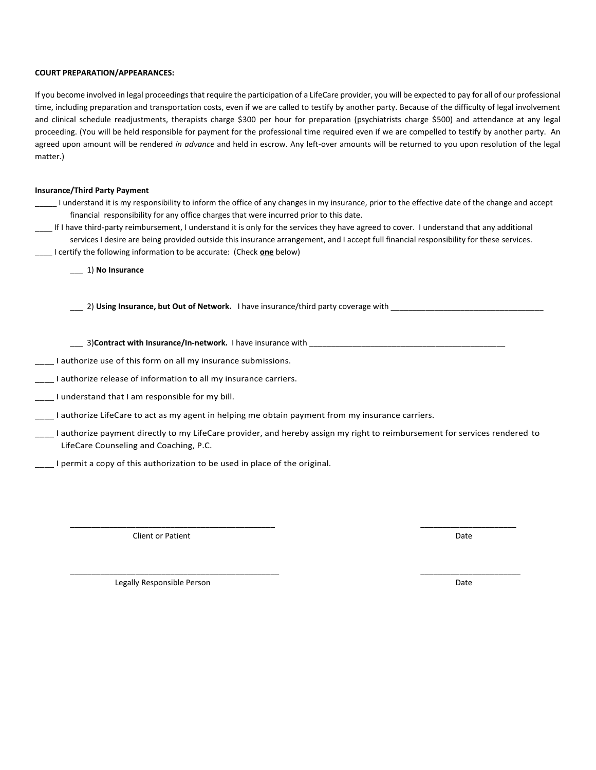**COURT PREPARATION/APPEARANCES:**

If you become involved in legal proceedings that require the participation of a LifeCare provider, you will be expected to pay for all of our professional time, including preparation and transportation costs, even if we are called to testify by another party. Because of the difficulty of legal involvement and clinical schedule readjustments, therapists charge $300 per hour for preparation (psychiatrists charge $500) and attendance at any legal proceeding. (You will be held responsible for payment for the professional time required even if we are compelled to testify by another party. An agreed upon amount will be rendered *in advance* and held in escrow. Any left-over amounts will be returned to you upon resolution of the legal matter.)

**Insurance/Third Party Payment**

_____ I understand it is my responsibility to inform the office of any changes in my insurance, prior to the effective date of the change and accept financial responsibility for any office charges that were incurred prior to this date.

____ If I have third-party reimbursement, I understand it is only for the services they have agreed to cover. I understand that any additional services I desire are being provided outside this insurance arrangement, and I accept full financial responsibility for these services.

____ I certify the following information to be accurate: (Check **one** below)

___ 1) **No Insurance**

___ 2) **Using Insurance, but Out of Network.** I have insurance/third party coverage with ___________________________________

___ 3)**Contract with Insurance/In-network.** I have insurance with ______________________________________________

____ I authorize use of this form on all my insurance submissions.

____ I authorize release of information to all my insurance carriers.

____ I understand that I am responsible for my bill.

____ I authorize LifeCare to act as my agent in helping me obtain payment from my insurance carriers.

____ I authorize payment directly to my LifeCare provider, and hereby assign my right to reimbursement for services rendered to LifeCare Counseling and Coaching, P.C.

____ I permit a copy of this authorization to be used in place of the original.

_______________________________________________ _____________________

Client or Patient Date

_________________________________________________ ______________________

Legally Responsible Person Date